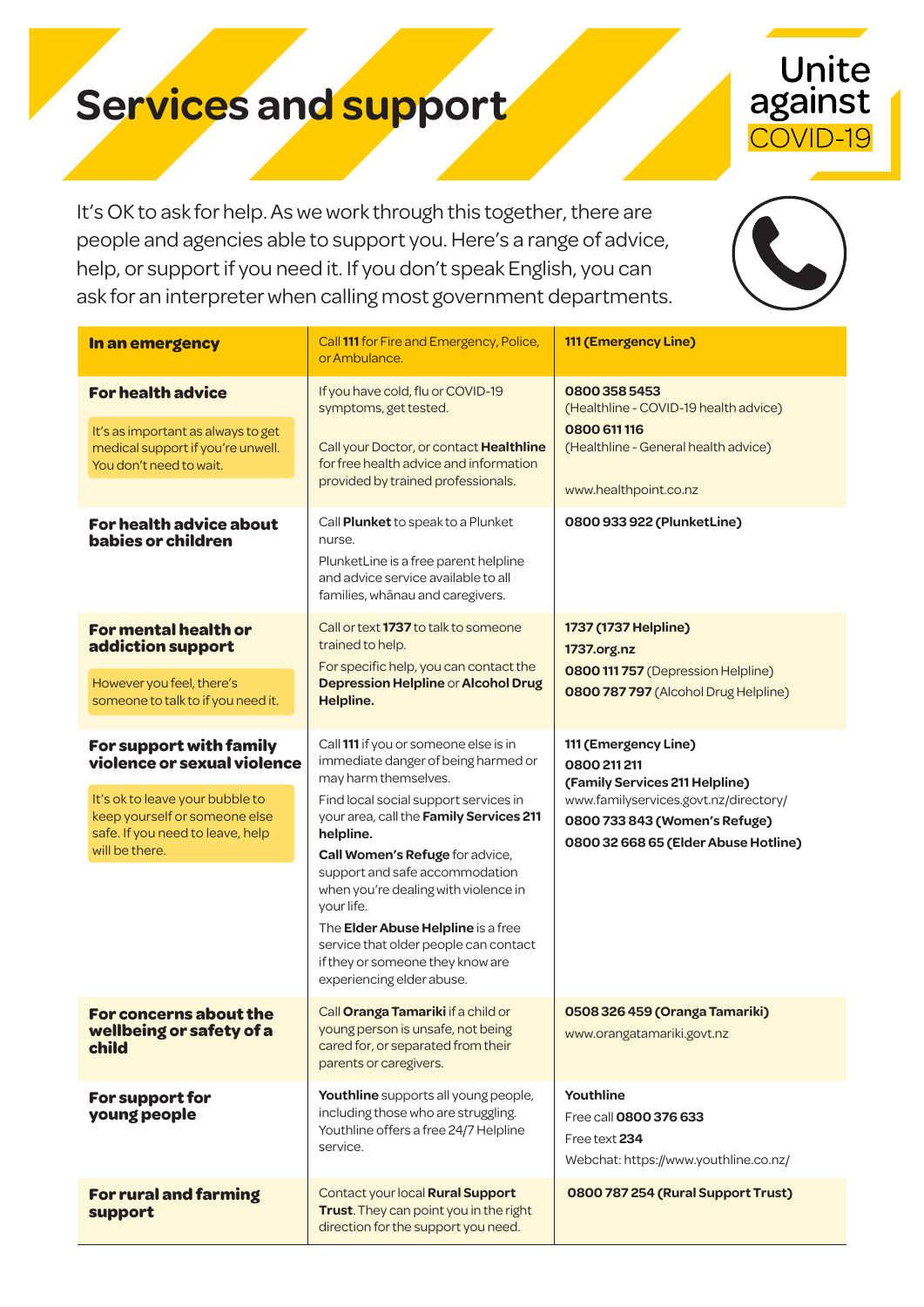# Services and support

Unite against COVID-19

It's OK to ask for help. As we work through this together, there are people and agencies able to support you. Here's a range of advice, help, or support if you need it. If you don't speak English, you can ask for an interpreter when calling most government departments.

| **In an emergency** | Call **111** for Fire and Emergency, Police, or Ambulance. | **111 (Emergency Line)** |
|---|---|---|
| **For health advice**<br><br>It's as important as always to get medical support if you're unwell. You don't need to wait. | If you have cold, flu or COVID-19 symptoms, get tested.<br><br>Call your Doctor, or contact **Healthline** for free health advice and information provided by trained professionals. | **0800 358 5453** (Healthline - COVID-19 health advice)<br>**0800 611 116** (Healthline - General health advice)<br><br>www.healthpoint.co.nz |
| **For health advice about babies or children** | Call **Plunket** to speak to a Plunket nurse.<br><br>PlunketLine is a free parent helpline and advice service available to all families, whānau and caregivers. | **0800 933 922 (PlunketLine)** |
| **For mental health or addiction support**<br><br>However you feel, there's someone to talk to if you need it. | Call or text **1737** to talk to someone trained to help.<br><br>For specific help, you can contact the **Depression Helpline** or **Alcohol Drug Helpline.** | **1737 (1737 Helpline)**<br>**1737.org.nz**<br>**0800 111 757** (Depression Helpline)<br>**0800 787 797** (Alcohol Drug Helpline) |
| **For support with family violence or sexual violence**<br><br>It's ok to leave your bubble to keep yourself or someone else safe. If you need to leave, help will be there. | Call **111** if you or someone else is in immediate danger of being harmed or may harm themselves.<br><br>Find local social support services in your area, call the **Family Services 211 helpline.**<br><br>**Call Women's Refuge** for advice, support and safe accommodation when you're dealing with violence in your life.<br><br>The **Elder Abuse Helpline** is a free service that older people can contact if they or someone they know are experiencing elder abuse. | **111 (Emergency Line)**<br>**0800 211 211 (Family Services 211 Helpline)**<br>www.familyservices.govt.nz/directory/<br>**0800 733 843 (Women's Refuge)**<br>**0800 32 668 65 (Elder Abuse Hotline)** |
| **For concerns about the wellbeing or safety of a child** | Call **Oranga Tamariki** if a child or young person is unsafe, not being cared for, or separated from their parents or caregivers. | **0508 326 459 (Oranga Tamariki)**<br>www.orangatamariki.govt.nz |
| **For support for young people** | **Youthline** supports all young people, including those who are struggling. Youthline offers a free 24/7 Helpline service. | **Youthline**<br>Free call **0800 376 633**<br>Free text **234**<br>Webchat: https://www.youthline.co.nz/ |
| **For rural and farming support** | Contact your local **Rural Support Trust**. They can point you in the right direction for the support you need. | **0800 787 254 (Rural Support Trust)** |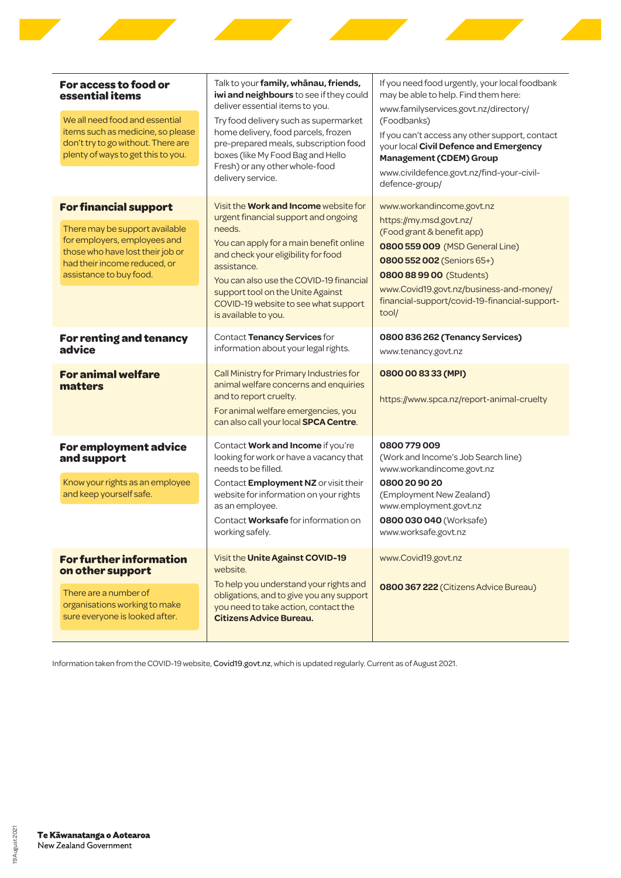| | | |
|---|---|---|
| **For access to food or essential items**<br><br>We all need food and essential items such as medicine, so please don't try to go without. There are plenty of ways to get this to you. | Talk to your **family, whānau, friends, iwi and neighbours** to see if they could deliver essential items to you.<br><br>Try food delivery such as supermarket home delivery, food parcels, frozen pre-prepared meals, subscription food boxes (like My Food Bag and Hello Fresh) or any other whole-food delivery service. | If you need food urgently, your local foodbank may be able to help. Find them here:<br><br>www.familyservices.govt.nz/directory/ (Foodbanks)<br><br>If you can't access any other support, contact your local **Civil Defence and Emergency Management (CDEM) Group**<br><br>www.civildefence.govt.nz/find-your-civil-defence-group/ |
| **For financial support**<br><br>There may be support available for employers, employees and those who have lost their job or had their income reduced, or assistance to buy food. | Visit the **Work and Income** website for urgent financial support and ongoing needs.<br><br>You can apply for a main benefit online and check your eligibility for food assistance.<br><br>You can also use the COVID-19 financial support tool on the Unite Against COVID-19 website to see what support is available to you. | www.workandincome.govt.nz<br><br>https://my.msd.govt.nz/ (Food grant & benefit app)<br><br>**0800 559 009** (MSD General Line)<br><br>**0800 552 002** (Seniors 65+)<br><br>**0800 88 99 00** (Students)<br><br>www.Covid19.govt.nz/business-and-money/financial-support/covid-19-financial-support-tool/ |
| **For renting and tenancy advice** | Contact **Tenancy Services** for information about your legal rights. | **0800 836 262 (Tenancy Services)**<br><br>www.tenancy.govt.nz |
| **For animal welfare matters** | Call Ministry for Primary Industries for animal welfare concerns and enquiries and to report cruelty.<br><br>For animal welfare emergencies, you can also call your local **SPCA Centre**. | **0800 00 83 33 (MPI)**<br><br>https://www.spca.nz/report-animal-cruelty |
| **For employment advice and support**<br><br>Know your rights as an employee and keep yourself safe. | Contact **Work and Income** if you're looking for work or have a vacancy that needs to be filled.<br><br>Contact **Employment NZ** or visit their website for information on your rights as an employee.<br><br>Contact **Worksafe** for information on working safely. | **0800 779 009** (Work and Income's Job Search line) www.workandincome.govt.nz<br><br>**0800 20 90 20** (Employment New Zealand) www.employment.govt.nz<br><br>**0800 030 040** (Worksafe) www.worksafe.govt.nz |
| **For further information on other support**<br><br>There are a number of organisations working to make sure everyone is looked after. | Visit the **Unite Against COVID-19** website.<br><br>To help you understand your rights and obligations, and to give you any support you need to take action, contact the **Citizens Advice Bureau.** | www.Covid19.govt.nz<br><br>**0800 367 222** (Citizens Advice Bureau) |

Information taken from the COVID-19 website, Covid19.govt.nz, which is updated regularly. Current as of August 2021.

**Te Kāwanatanga o Aotearoa**
New Zealand Government

19 August 2021